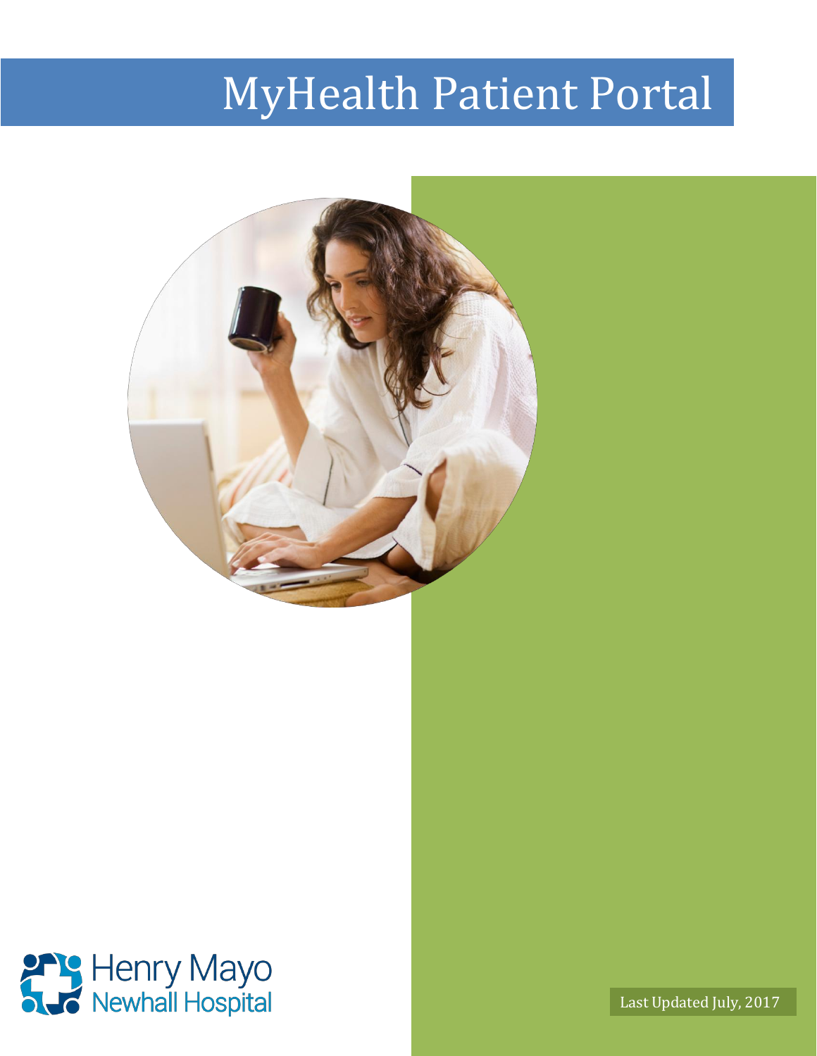# MyHealth Patient Portal

Henry Mayo Newhall Hospital

Last Updated July, 2017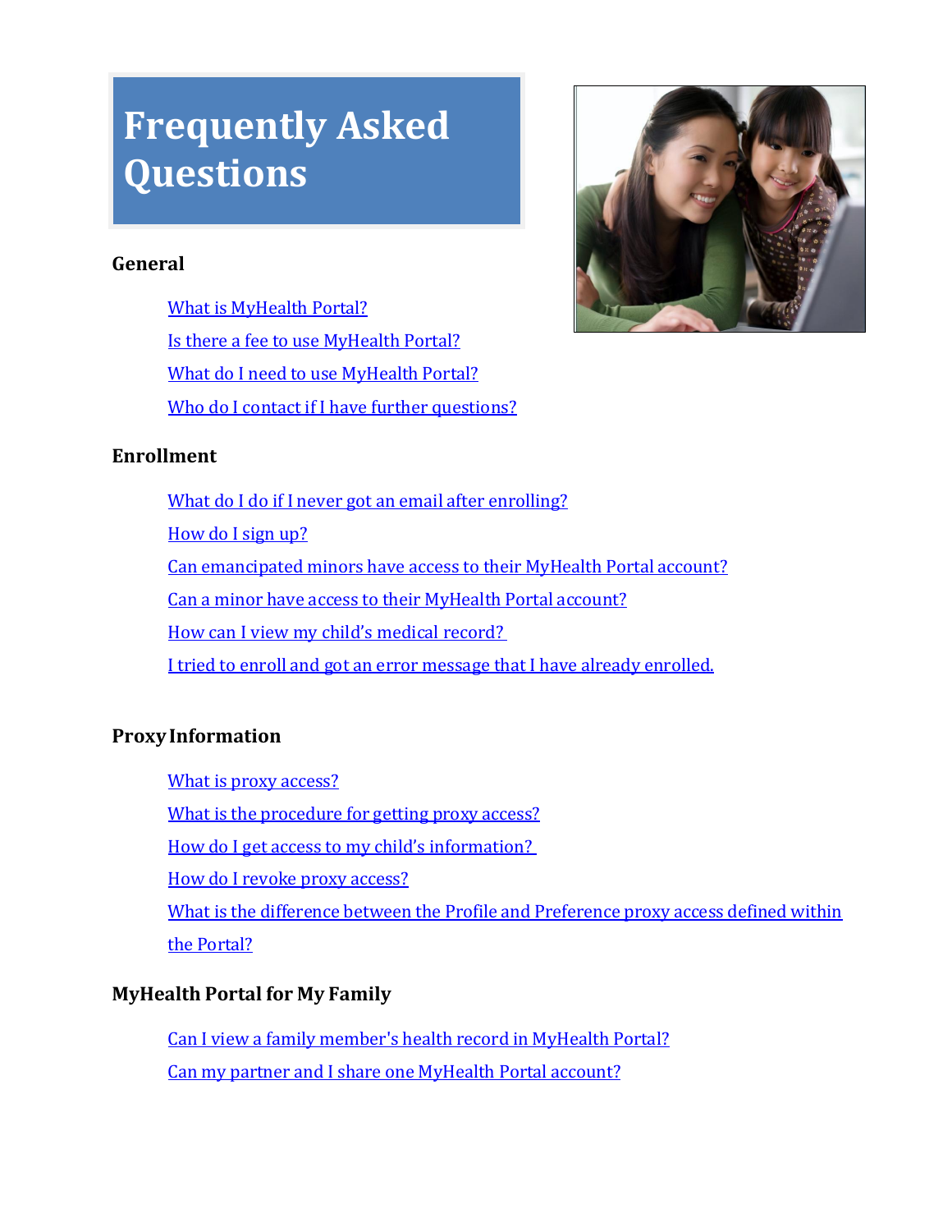# Frequently Asked Questions

### General

- What is MyHealth Portal?
- Is there a fee to use MyHealth Portal?
- What do I need to use MyHealth Portal?
- Who do I contact if I have further questions?

### Enrollment

- What do I do if I never got an email after enrolling?
- How do I sign up?
- Can emancipated minors have access to their MyHealth Portal account?
- Can a minor have access to their MyHealth Portal account?
- How can I view my child's medical record?
- I tried to enroll and got an error message that I have already enrolled.

### Proxy Information

- What is proxy access?
- What is the procedure for getting proxy access?
- How do I get access to my child's information?
- How do I revoke proxy access?
- What is the difference between the Profile and Preference proxy access defined within the Portal?

### MyHealth Portal for My Family

- Can I view a family member's health record in MyHealth Portal?
- Can my partner and I share one MyHealth Portal account?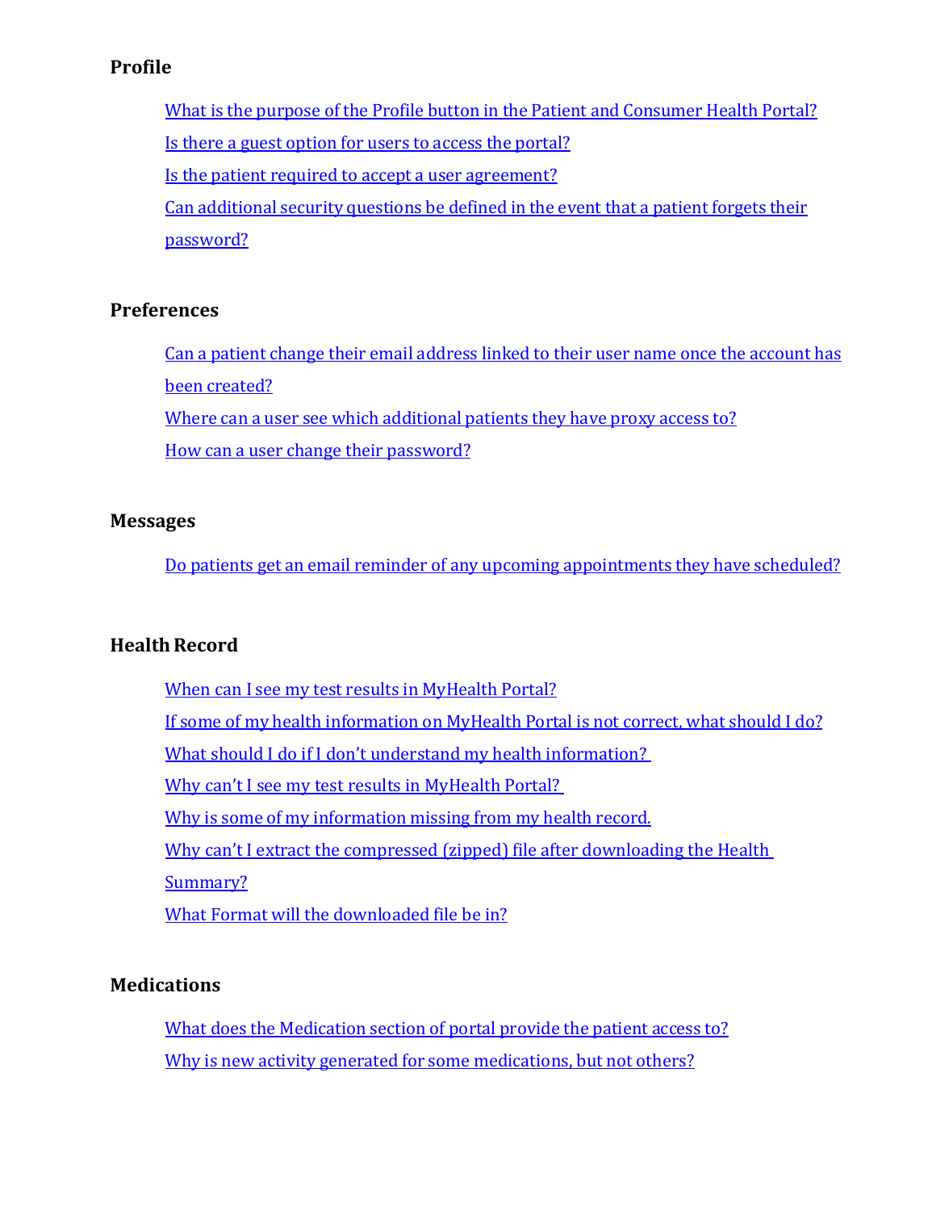## Profile

- What is the purpose of the Profile button in the Patient and Consumer Health Portal?
- Is there a guest option for users to access the portal?
- Is the patient required to accept a user agreement?
- Can additional security questions be defined in the event that a patient forgets their password?

## Preferences

- Can a patient change their email address linked to their user name once the account has been created?
- Where can a user see which additional patients they have proxy access to?
- How can a user change their password?

## Messages

- Do patients get an email reminder of any upcoming appointments they have scheduled?

## Health Record

- When can I see my test results in MyHealth Portal?
- If some of my health information on MyHealth Portal is not correct, what should I do?
- What should I do if I don't understand my health information?
- Why can't I see my test results in MyHealth Portal?
- Why is some of my information missing from my health record.
- Why can't I extract the compressed (zipped) file after downloading the Health Summary?
- What Format will the downloaded file be in?

## Medications

- What does the Medication section of portal provide the patient access to?
- Why is new activity generated for some medications, but not others?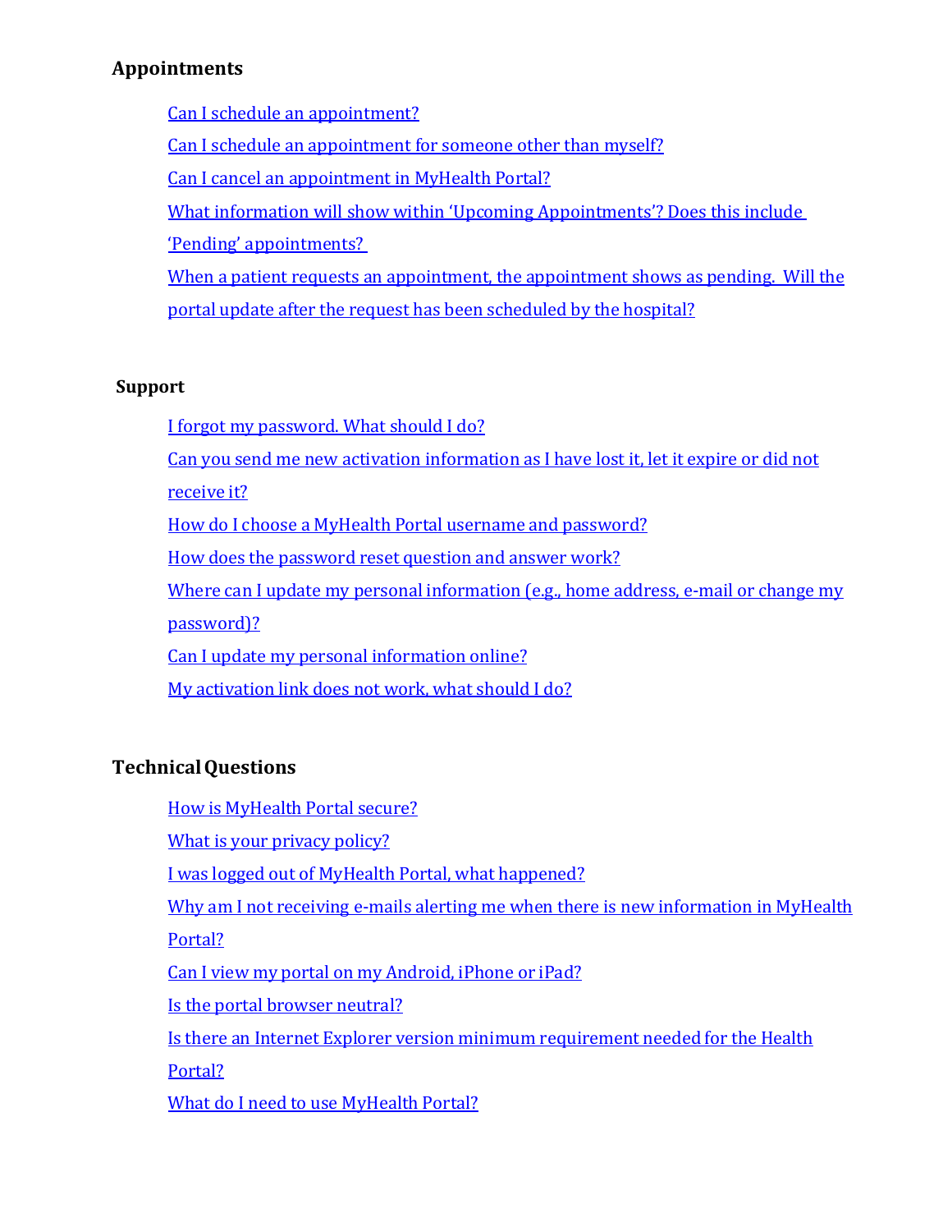## Appointments

- Can I schedule an appointment?
- Can I schedule an appointment for someone other than myself?
- Can I cancel an appointment in MyHealth Portal?
- What information will show within 'Upcoming Appointments'? Does this include 'Pending' appointments?
- When a patient requests an appointment, the appointment shows as pending. Will the portal update after the request has been scheduled by the hospital?

## Support

- I forgot my password. What should I do?
- Can you send me new activation information as I have lost it, let it expire or did not receive it?
- How do I choose a MyHealth Portal username and password?
- How does the password reset question and answer work?
- Where can I update my personal information (e.g., home address, e-mail or change my password)?
- Can I update my personal information online?
- My activation link does not work, what should I do?

## Technical Questions

- How is MyHealth Portal secure?
- What is your privacy policy?
- I was logged out of MyHealth Portal, what happened?
- Why am I not receiving e-mails alerting me when there is new information in MyHealth Portal?
- Can I view my portal on my Android, iPhone or iPad?
- Is the portal browser neutral?
- Is there an Internet Explorer version minimum requirement needed for the Health Portal?
- What do I need to use MyHealth Portal?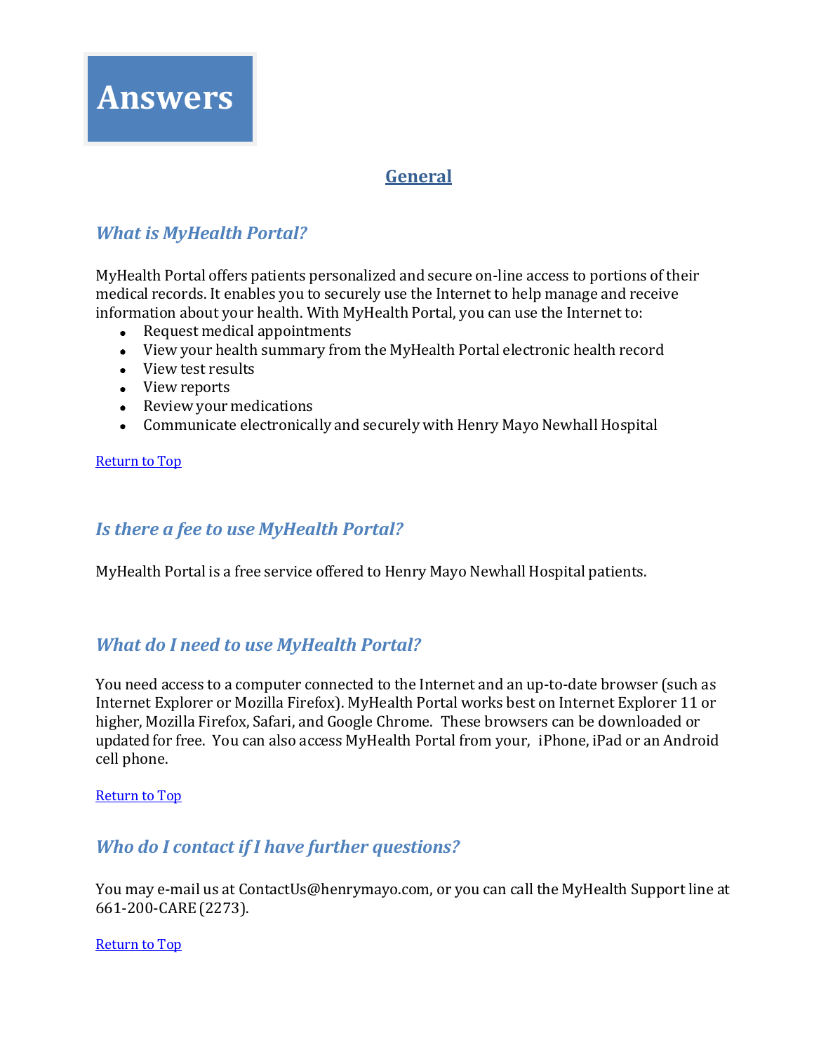# Answers

## General

### *What is MyHealth Portal?*

MyHealth Portal offers patients personalized and secure on-line access to portions of their medical records. It enables you to securely use the Internet to help manage and receive information about your health. With MyHealth Portal, you can use the Internet to:

- Request medical appointments
- View your health summary from the MyHealth Portal electronic health record
- View test results
- View reports
- Review your medications
- Communicate electronically and securely with Henry Mayo Newhall Hospital

Return to Top

### *Is there a fee to use MyHealth Portal?*

MyHealth Portal is a free service offered to Henry Mayo Newhall Hospital patients.

### *What do I need to use MyHealth Portal?*

You need access to a computer connected to the Internet and an up-to-date browser (such as Internet Explorer or Mozilla Firefox). MyHealth Portal works best on Internet Explorer 11 or higher, Mozilla Firefox, Safari, and Google Chrome. These browsers can be downloaded or updated for free. You can also access MyHealth Portal from your, iPhone, iPad or an Android cell phone.

Return to Top

### *Who do I contact if I have further questions?*

You may e-mail us at ContactUs@henrymayo.com, or you can call the MyHealth Support line at 661-200-CARE (2273).

Return to Top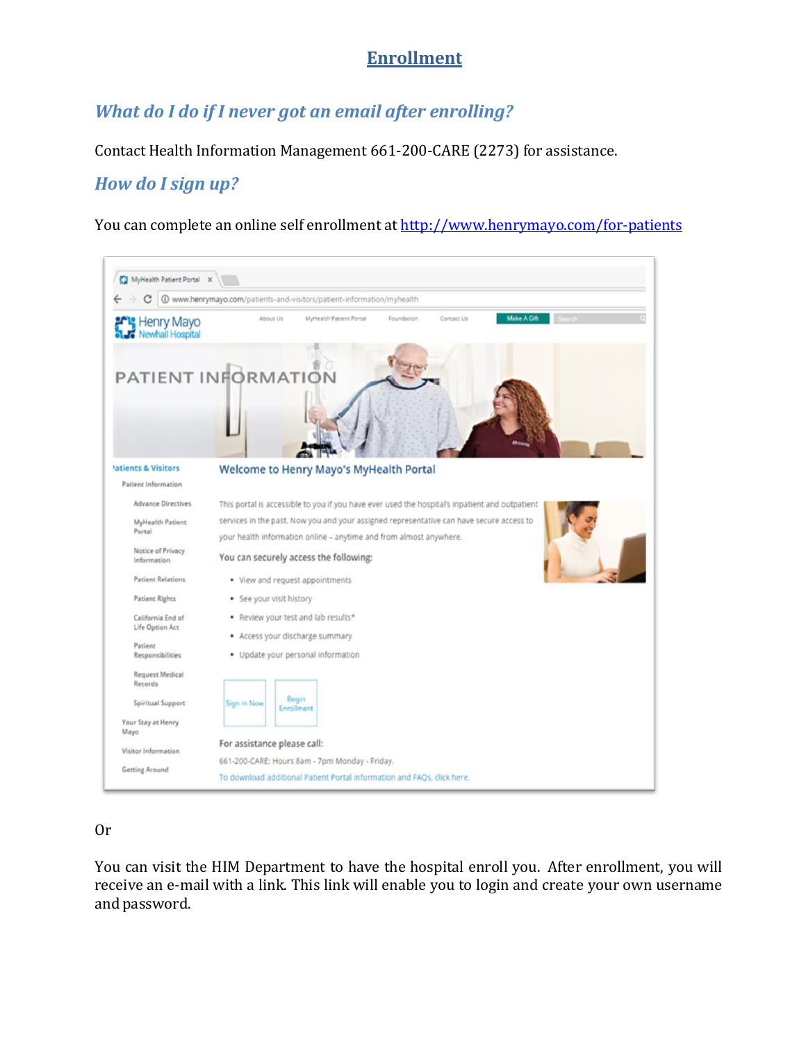# Enrollment

## *What do I do if I never got an email after enrolling?*

Contact Health Information Management 661-200-CARE (2273) for assistance.

## *How do I sign up?*

You can complete an online self enrollment at [http://www.henrymayo.com/for-patients](http://www.henrymayo.com/for-patients)

Or

You can visit the HIM Department to have the hospital enroll you. After enrollment, you will receive an e-mail with a link. This link will enable you to login and create your own username and password.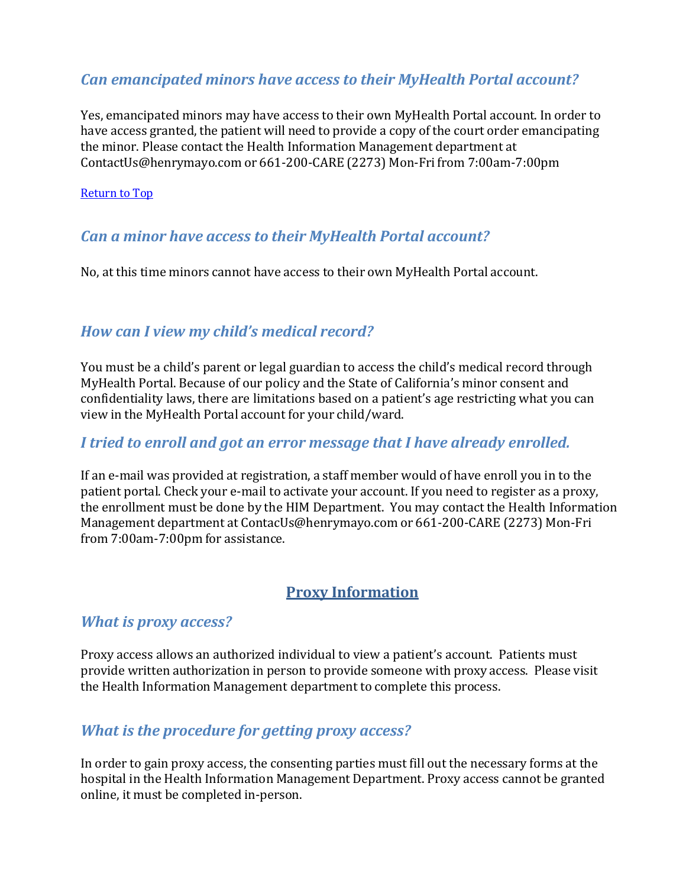### *Can emancipated minors have access to their MyHealth Portal account?*

Yes, emancipated minors may have access to their own MyHealth Portal account. In order to have access granted, the patient will need to provide a copy of the court order emancipating the minor. Please contact the Health Information Management department at ContactUs@henrymayo.com or 661-200-CARE (2273) Mon-Fri from 7:00am-7:00pm

[Return to Top](#)

### *Can a minor have access to their MyHealth Portal account?*

No, at this time minors cannot have access to their own MyHealth Portal account.

### *How can I view my child's medical record?*

You must be a child's parent or legal guardian to access the child's medical record through MyHealth Portal. Because of our policy and the State of California's minor consent and confidentiality laws, there are limitations based on a patient's age restricting what you can view in the MyHealth Portal account for your child/ward.

### *I tried to enroll and got an error message that I have already enrolled.*

If an e-mail was provided at registration, a staff member would of have enroll you in to the patient portal. Check your e-mail to activate your account. If you need to register as a proxy, the enrollment must be done by the HIM Department. You may contact the Health Information Management department at ContacUs@henrymayo.com or 661-200-CARE (2273) Mon-Fri from 7:00am-7:00pm for assistance.

## Proxy Information

### *What is proxy access?*

Proxy access allows an authorized individual to view a patient's account. Patients must provide written authorization in person to provide someone with proxy access. Please visit the Health Information Management department to complete this process.

### *What is the procedure for getting proxy access?*

In order to gain proxy access, the consenting parties must fill out the necessary forms at the hospital in the Health Information Management Department. Proxy access cannot be granted online, it must be completed in-person.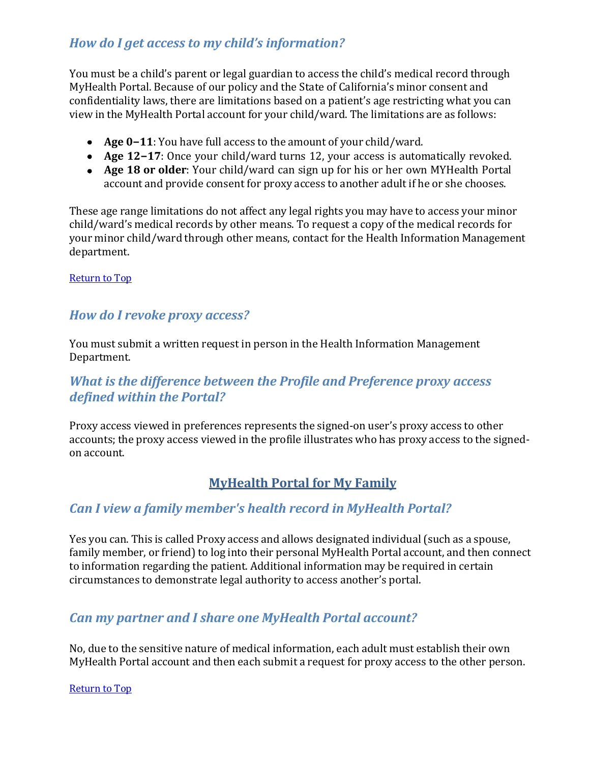## *How do I get access to my child's information?*

You must be a child's parent or legal guardian to access the child's medical record through MyHealth Portal. Because of our policy and the State of California's minor consent and confidentiality laws, there are limitations based on a patient's age restricting what you can view in the MyHealth Portal account for your child/ward. The limitations are as follows:

- **Age 0–11**: You have full access to the amount of your child/ward.
- **Age 12–17**: Once your child/ward turns 12, your access is automatically revoked.
- **Age 18 or older**: Your child/ward can sign up for his or her own MYHealth Portal account and provide consent for proxy access to another adult if he or she chooses.

These age range limitations do not affect any legal rights you may have to access your minor child/ward's medical records by other means. To request a copy of the medical records for your minor child/ward through other means, contact for the Health Information Management department.

Return to Top

## *How do I revoke proxy access?*

You must submit a written request in person in the Health Information Management Department.

## *What is the difference between the Profile and Preference proxy access defined within the Portal?*

Proxy access viewed in preferences represents the signed-on user's proxy access to other accounts; the proxy access viewed in the profile illustrates who has proxy access to the signed-on account.

# MyHealth Portal for My Family

## *Can I view a family member's health record in MyHealth Portal?*

Yes you can. This is called Proxy access and allows designated individual (such as a spouse, family member, or friend) to log into their personal MyHealth Portal account, and then connect to information regarding the patient. Additional information may be required in certain circumstances to demonstrate legal authority to access another's portal.

## *Can my partner and I share one MyHealth Portal account?*

No, due to the sensitive nature of medical information, each adult must establish their own MyHealth Portal account and then each submit a request for proxy access to the other person.

Return to Top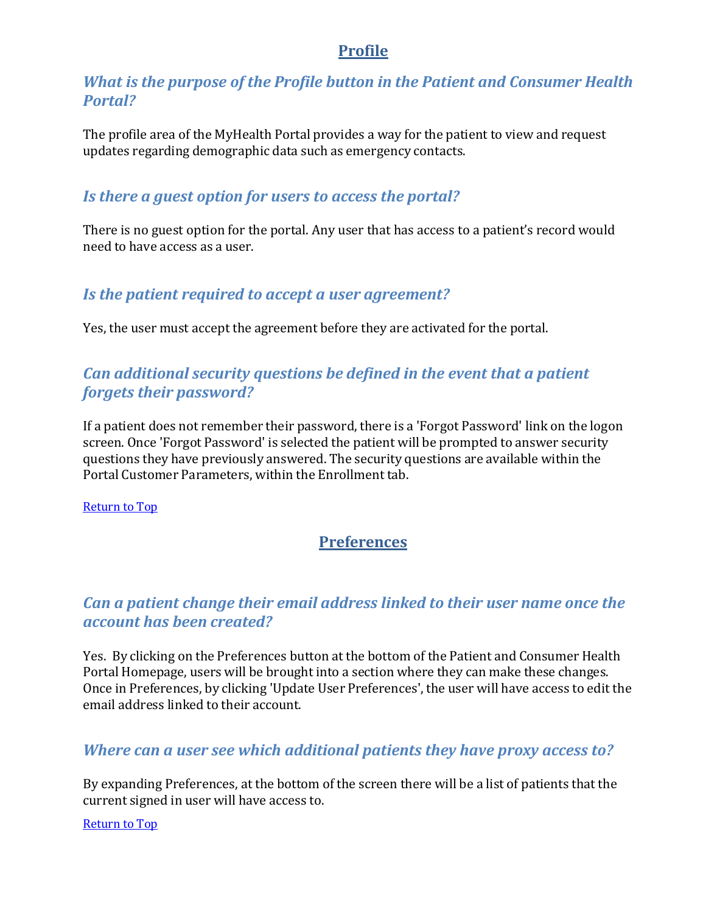## Profile

### *What is the purpose of the Profile button in the Patient and Consumer Health Portal?*

The profile area of the MyHealth Portal provides a way for the patient to view and request updates regarding demographic data such as emergency contacts.

### *Is there a guest option for users to access the portal?*

There is no guest option for the portal. Any user that has access to a patient's record would need to have access as a user.

### *Is the patient required to accept a user agreement?*

Yes, the user must accept the agreement before they are activated for the portal.

### *Can additional security questions be defined in the event that a patient forgets their password?*

If a patient does not remember their password, there is a 'Forgot Password' link on the logon screen. Once 'Forgot Password' is selected the patient will be prompted to answer security questions they have previously answered. The security questions are available within the Portal Customer Parameters, within the Enrollment tab.

Return to Top

## Preferences

### *Can a patient change their email address linked to their user name once the account has been created?*

Yes. By clicking on the Preferences button at the bottom of the Patient and Consumer Health Portal Homepage, users will be brought into a section where they can make these changes. Once in Preferences, by clicking 'Update User Preferences', the user will have access to edit the email address linked to their account.

### *Where can a user see which additional patients they have proxy access to?*

By expanding Preferences, at the bottom of the screen there will be a list of patients that the current signed in user will have access to.

Return to Top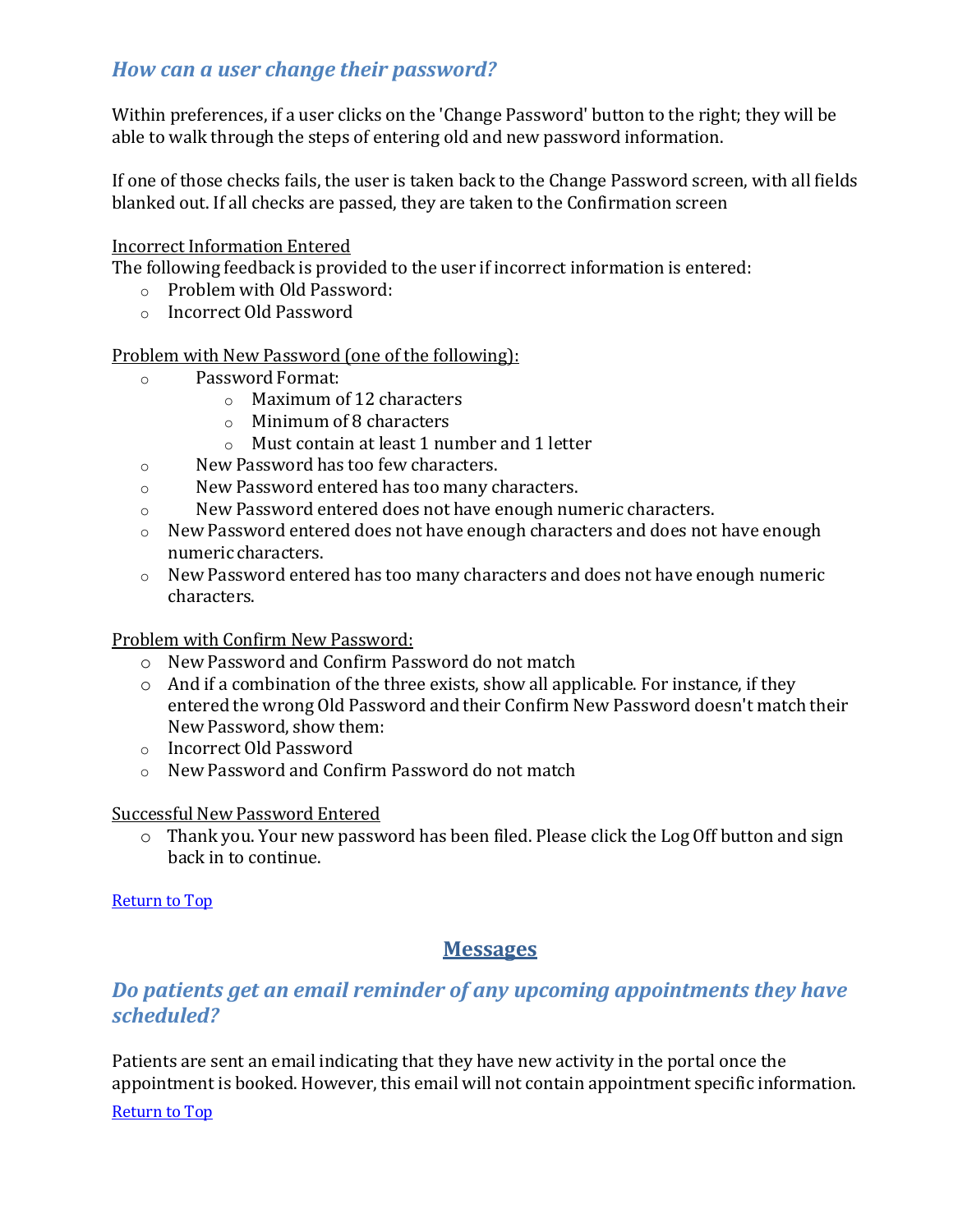### *How can a user change their password?*

Within preferences, if a user clicks on the 'Change Password' button to the right; they will be able to walk through the steps of entering old and new password information.

If one of those checks fails, the user is taken back to the Change Password screen, with all fields blanked out. If all checks are passed, they are taken to the Confirmation screen

Incorrect Information Entered
The following feedback is provided to the user if incorrect information is entered:

- Problem with Old Password:
- Incorrect Old Password

Problem with New Password (one of the following):

- Password Format:
  - Maximum of 12 characters
  - Minimum of 8 characters
  - Must contain at least 1 number and 1 letter
- New Password has too few characters.
- New Password entered has too many characters.
- New Password entered does not have enough numeric characters.
- New Password entered does not have enough characters and does not have enough numeric characters.
- New Password entered has too many characters and does not have enough numeric characters.

Problem with Confirm New Password:

- New Password and Confirm Password do not match
- And if a combination of the three exists, show all applicable. For instance, if they entered the wrong Old Password and their Confirm New Password doesn't match their New Password, show them:
- Incorrect Old Password
- New Password and Confirm Password do not match

Successful New Password Entered

- Thank you. Your new password has been filed. Please click the Log Off button and sign back in to continue.

Return to Top

## Messages

### *Do patients get an email reminder of any upcoming appointments they have scheduled?*

Patients are sent an email indicating that they have new activity in the portal once the appointment is booked. However, this email will not contain appointment specific information.

Return to Top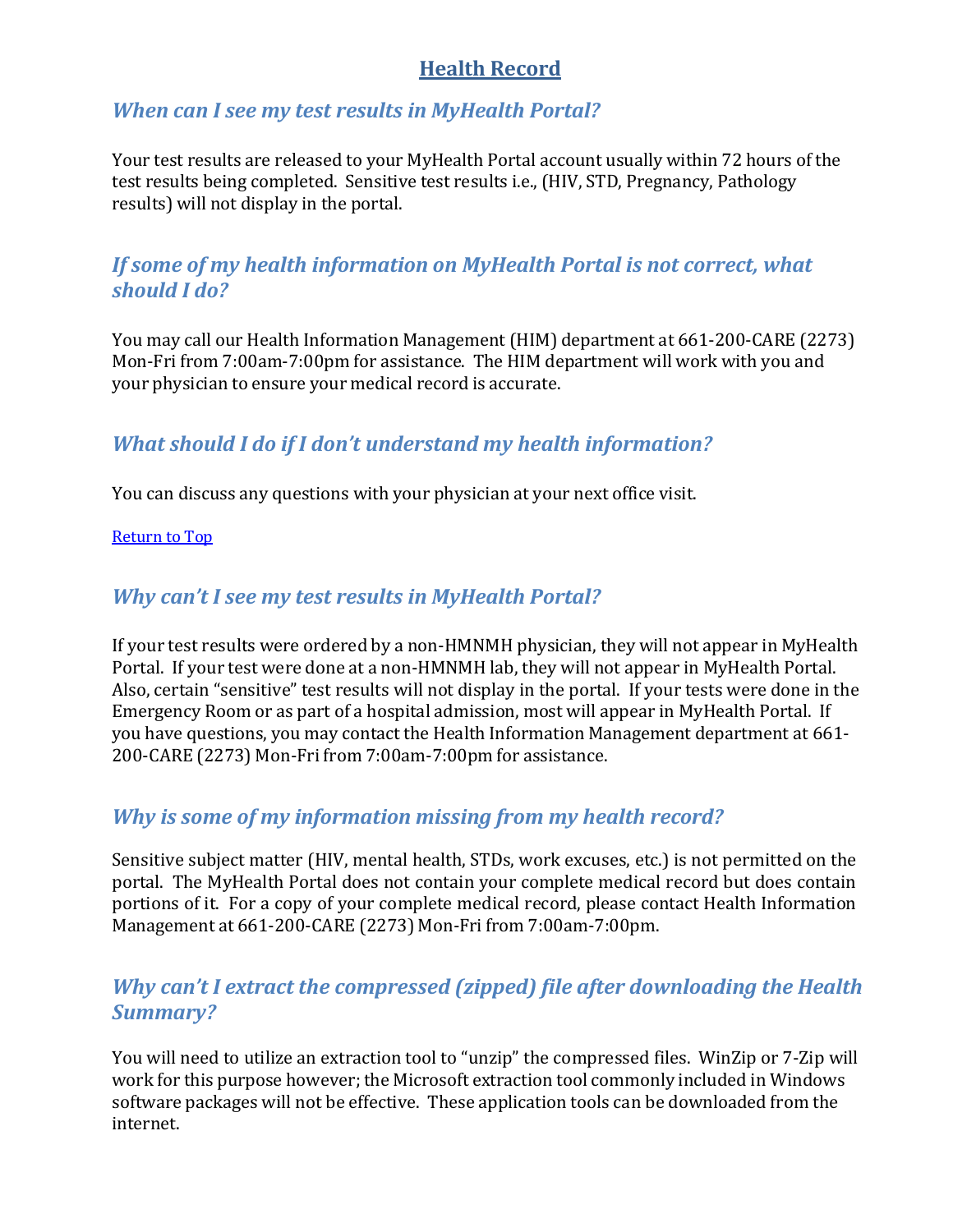# Health Record

### *When can I see my test results in MyHealth Portal?*

Your test results are released to your MyHealth Portal account usually within 72 hours of the test results being completed. Sensitive test results i.e., (HIV, STD, Pregnancy, Pathology results) will not display in the portal.

### *If some of my health information on MyHealth Portal is not correct, what should I do?*

You may call our Health Information Management (HIM) department at 661-200-CARE (2273) Mon-Fri from 7:00am-7:00pm for assistance. The HIM department will work with you and your physician to ensure your medical record is accurate.

### *What should I do if I don't understand my health information?*

You can discuss any questions with your physician at your next office visit.

Return to Top

### *Why can't I see my test results in MyHealth Portal?*

If your test results were ordered by a non-HMNMH physician, they will not appear in MyHealth Portal. If your test were done at a non-HMNMH lab, they will not appear in MyHealth Portal. Also, certain "sensitive" test results will not display in the portal. If your tests were done in the Emergency Room or as part of a hospital admission, most will appear in MyHealth Portal. If you have questions, you may contact the Health Information Management department at 661-200-CARE (2273) Mon-Fri from 7:00am-7:00pm for assistance.

### *Why is some of my information missing from my health record?*

Sensitive subject matter (HIV, mental health, STDs, work excuses, etc.) is not permitted on the portal. The MyHealth Portal does not contain your complete medical record but does contain portions of it. For a copy of your complete medical record, please contact Health Information Management at 661-200-CARE (2273) Mon-Fri from 7:00am-7:00pm.

### *Why can't I extract the compressed (zipped) file after downloading the Health Summary?*

You will need to utilize an extraction tool to "unzip" the compressed files. WinZip or 7-Zip will work for this purpose however; the Microsoft extraction tool commonly included in Windows software packages will not be effective. These application tools can be downloaded from the internet.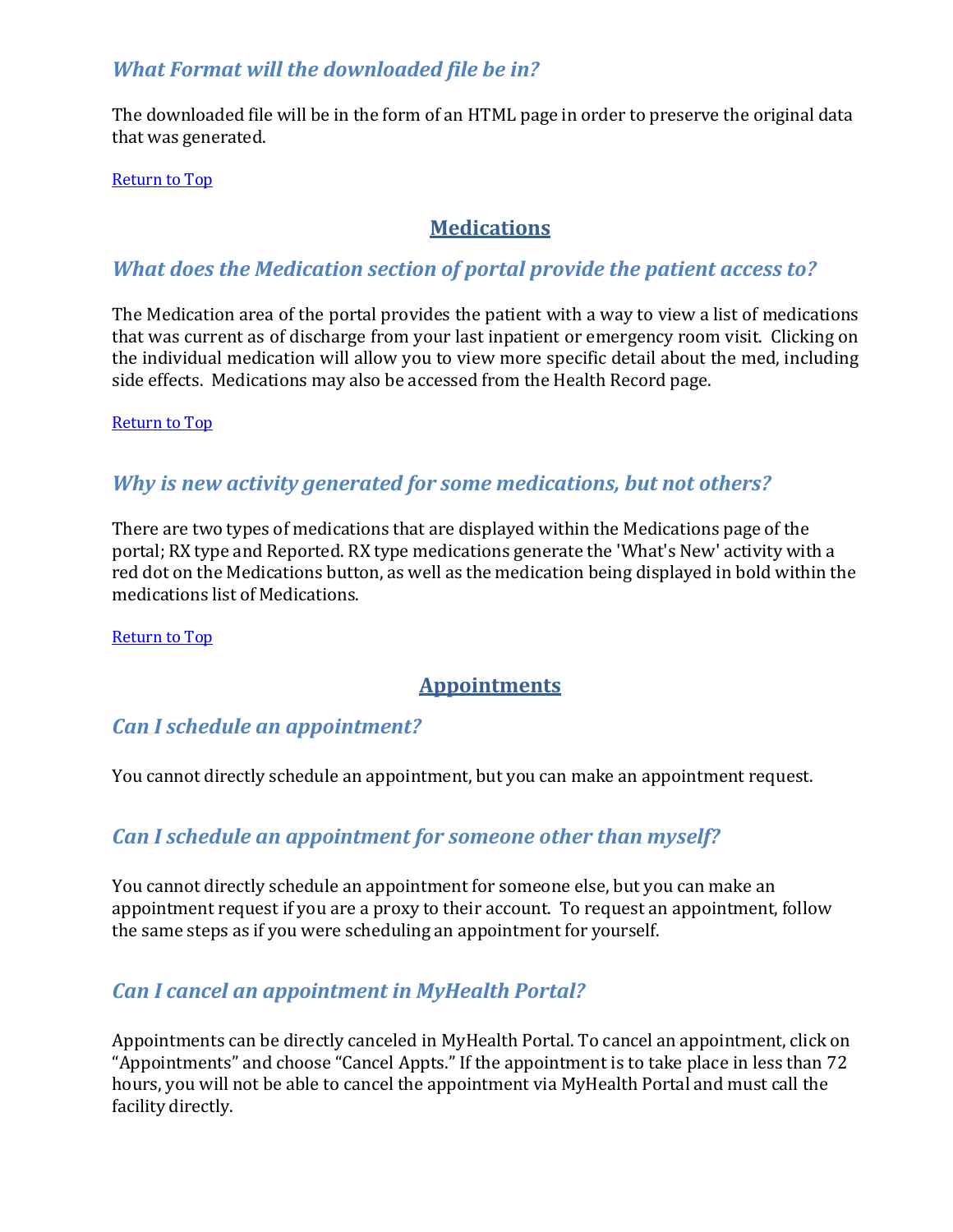### *What Format will the downloaded file be in?*

The downloaded file will be in the form of an HTML page in order to preserve the original data that was generated.

[Return to Top]

## Medications

### *What does the Medication section of portal provide the patient access to?*

The Medication area of the portal provides the patient with a way to view a list of medications that was current as of discharge from your last inpatient or emergency room visit. Clicking on the individual medication will allow you to view more specific detail about the med, including side effects. Medications may also be accessed from the Health Record page.

[Return to Top]

### *Why is new activity generated for some medications, but not others?*

There are two types of medications that are displayed within the Medications page of the portal; RX type and Reported. RX type medications generate the 'What's New' activity with a red dot on the Medications button, as well as the medication being displayed in bold within the medications list of Medications.

[Return to Top]

## Appointments

### *Can I schedule an appointment?*

You cannot directly schedule an appointment, but you can make an appointment request.

### *Can I schedule an appointment for someone other than myself?*

You cannot directly schedule an appointment for someone else, but you can make an appointment request if you are a proxy to their account. To request an appointment, follow the same steps as if you were scheduling an appointment for yourself.

### *Can I cancel an appointment in MyHealth Portal?*

Appointments can be directly canceled in MyHealth Portal. To cancel an appointment, click on "Appointments" and choose "Cancel Appts." If the appointment is to take place in less than 72 hours, you will not be able to cancel the appointment via MyHealth Portal and must call the facility directly.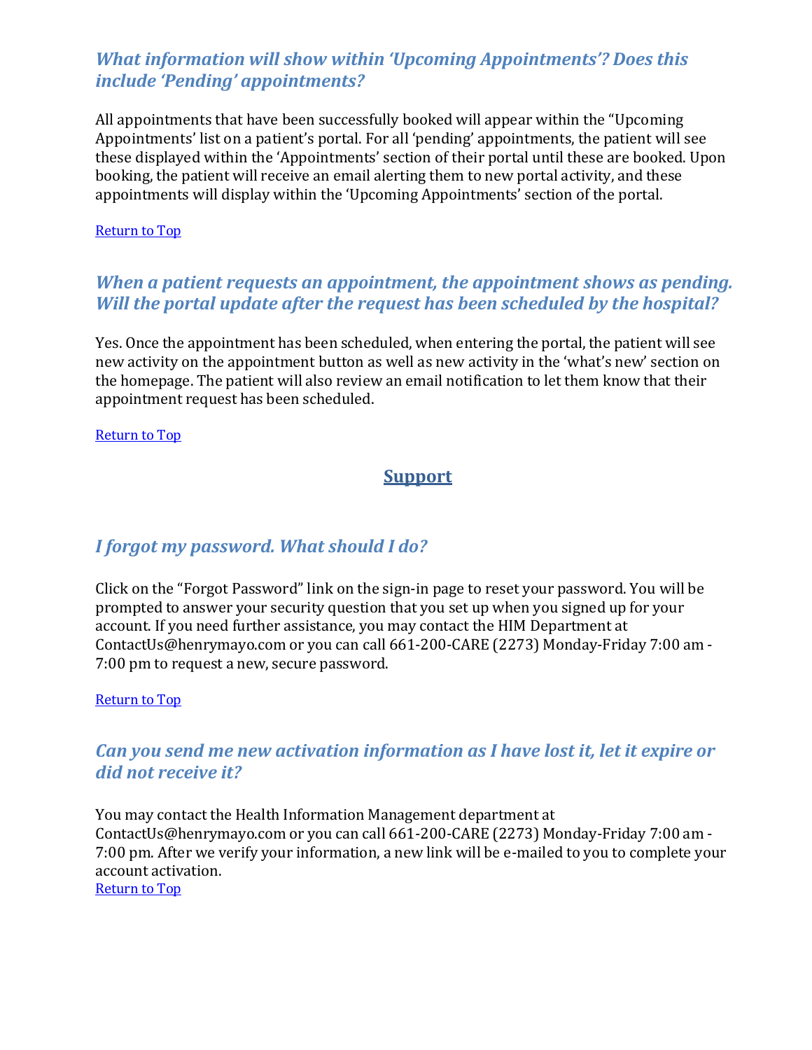### *What information will show within 'Upcoming Appointments'? Does this include 'Pending' appointments?*

All appointments that have been successfully booked will appear within the "Upcoming Appointments' list on a patient's portal. For all 'pending' appointments, the patient will see these displayed within the 'Appointments' section of their portal until these are booked. Upon booking, the patient will receive an email alerting them to new portal activity, and these appointments will display within the 'Upcoming Appointments' section of the portal.

Return to Top

### *When a patient requests an appointment, the appointment shows as pending. Will the portal update after the request has been scheduled by the hospital?*

Yes. Once the appointment has been scheduled, when entering the portal, the patient will see new activity on the appointment button as well as new activity in the 'what's new' section on the homepage. The patient will also review an email notification to let them know that their appointment request has been scheduled.

Return to Top

## Support

### *I forgot my password. What should I do?*

Click on the "Forgot Password" link on the sign-in page to reset your password. You will be prompted to answer your security question that you set up when you signed up for your account. If you need further assistance, you may contact the HIM Department at ContactUs@henrymayo.com or you can call 661-200-CARE (2273) Monday-Friday 7:00 am - 7:00 pm to request a new, secure password.

Return to Top

### *Can you send me new activation information as I have lost it, let it expire or did not receive it?*

You may contact the Health Information Management department at ContactUs@henrymayo.com or you can call 661-200-CARE (2273) Monday-Friday 7:00 am - 7:00 pm. After we verify your information, a new link will be e-mailed to you to complete your account activation.

Return to Top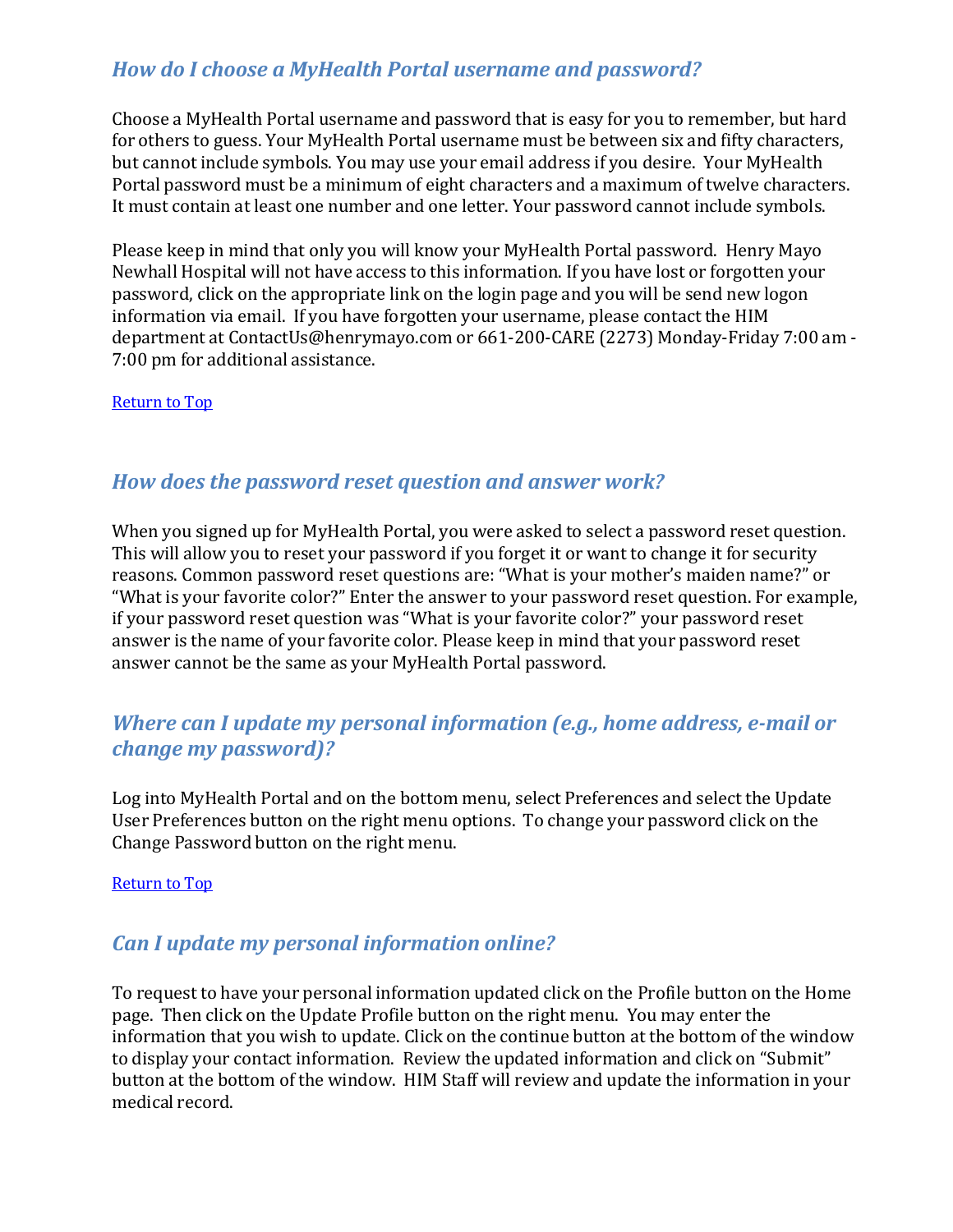### *How do I choose a MyHealth Portal username and password?*

Choose a MyHealth Portal username and password that is easy for you to remember, but hard for others to guess. Your MyHealth Portal username must be between six and fifty characters, but cannot include symbols. You may use your email address if you desire. Your MyHealth Portal password must be a minimum of eight characters and a maximum of twelve characters. It must contain at least one number and one letter. Your password cannot include symbols.

Please keep in mind that only you will know your MyHealth Portal password. Henry Mayo Newhall Hospital will not have access to this information. If you have lost or forgotten your password, click on the appropriate link on the login page and you will be send new logon information via email. If you have forgotten your username, please contact the HIM department at ContactUs@henrymayo.com or 661-200-CARE (2273) Monday-Friday 7:00 am - 7:00 pm for additional assistance.

Return to Top

### *How does the password reset question and answer work?*

When you signed up for MyHealth Portal, you were asked to select a password reset question. This will allow you to reset your password if you forget it or want to change it for security reasons. Common password reset questions are: "What is your mother's maiden name?" or "What is your favorite color?" Enter the answer to your password reset question. For example, if your password reset question was "What is your favorite color?" your password reset answer is the name of your favorite color. Please keep in mind that your password reset answer cannot be the same as your MyHealth Portal password.

### *Where can I update my personal information (e.g., home address, e-mail or change my password)?*

Log into MyHealth Portal and on the bottom menu, select Preferences and select the Update User Preferences button on the right menu options. To change your password click on the Change Password button on the right menu.

Return to Top

### *Can I update my personal information online?*

To request to have your personal information updated click on the Profile button on the Home page. Then click on the Update Profile button on the right menu. You may enter the information that you wish to update. Click on the continue button at the bottom of the window to display your contact information. Review the updated information and click on "Submit" button at the bottom of the window. HIM Staff will review and update the information in your medical record.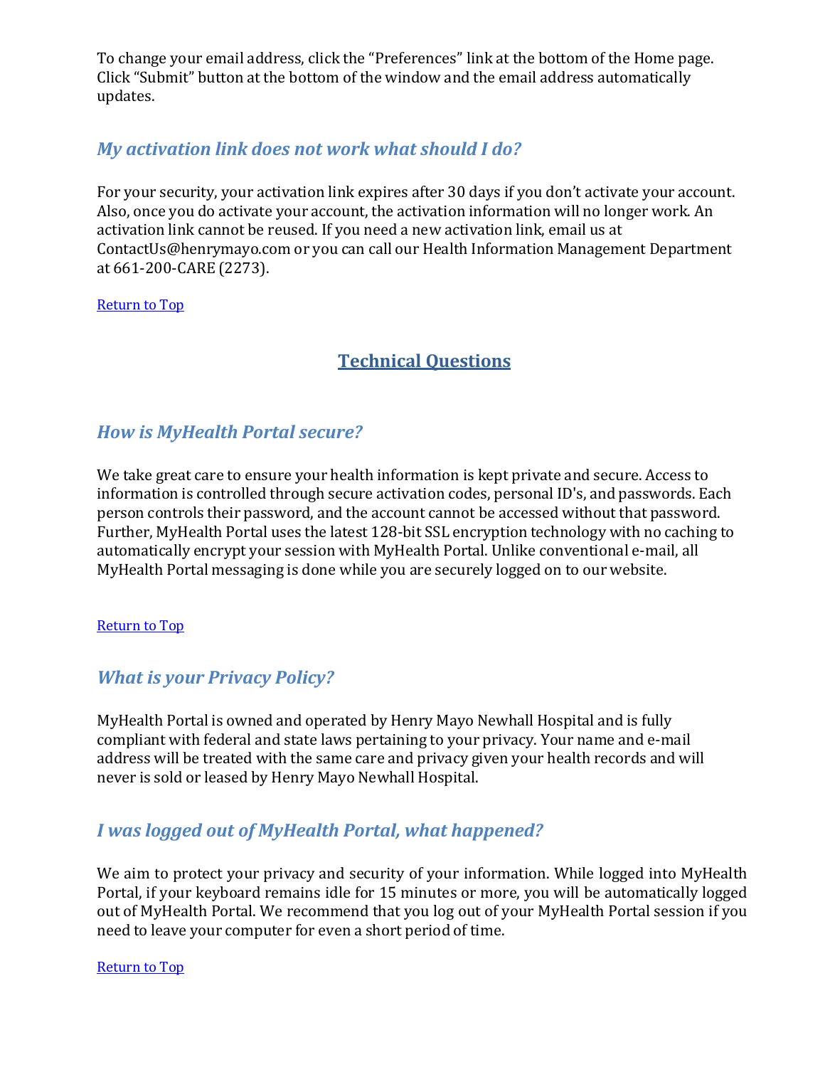To change your email address, click the "Preferences" link at the bottom of the Home page. Click "Submit" button at the bottom of the window and the email address automatically updates.

### *My activation link does not work what should I do?*

For your security, your activation link expires after 30 days if you don't activate your account. Also, once you do activate your account, the activation information will no longer work. An activation link cannot be reused. If you need a new activation link, email us at ContactUs@henrymayo.com or you can call our Health Information Management Department at 661-200-CARE (2273).

Return to Top

## Technical Questions

### *How is MyHealth Portal secure?*

We take great care to ensure your health information is kept private and secure. Access to information is controlled through secure activation codes, personal ID's, and passwords. Each person controls their password, and the account cannot be accessed without that password. Further, MyHealth Portal uses the latest 128-bit SSL encryption technology with no caching to automatically encrypt your session with MyHealth Portal. Unlike conventional e-mail, all MyHealth Portal messaging is done while you are securely logged on to our website.

Return to Top

### *What is your Privacy Policy?*

MyHealth Portal is owned and operated by Henry Mayo Newhall Hospital and is fully compliant with federal and state laws pertaining to your privacy. Your name and e-mail address will be treated with the same care and privacy given your health records and will never is sold or leased by Henry Mayo Newhall Hospital.

### *I was logged out of MyHealth Portal, what happened?*

We aim to protect your privacy and security of your information. While logged into MyHealth Portal, if your keyboard remains idle for 15 minutes or more, you will be automatically logged out of MyHealth Portal. We recommend that you log out of your MyHealth Portal session if you need to leave your computer for even a short period of time.

Return to Top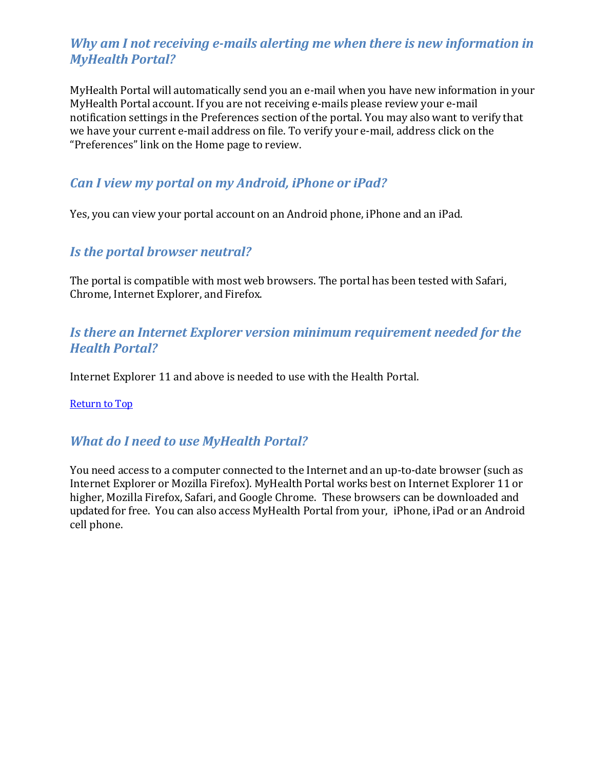### *Why am I not receiving e-mails alerting me when there is new information in MyHealth Portal?*

MyHealth Portal will automatically send you an e-mail when you have new information in your MyHealth Portal account. If you are not receiving e-mails please review your e-mail notification settings in the Preferences section of the portal. You may also want to verify that we have your current e-mail address on file. To verify your e-mail, address click on the "Preferences" link on the Home page to review.

### *Can I view my portal on my Android, iPhone or iPad?*

Yes, you can view your portal account on an Android phone, iPhone and an iPad.

### *Is the portal browser neutral?*

The portal is compatible with most web browsers. The portal has been tested with Safari, Chrome, Internet Explorer, and Firefox.

### *Is there an Internet Explorer version minimum requirement needed for the Health Portal?*

Internet Explorer 11 and above is needed to use with the Health Portal.

[Return to Top]

### *What do I need to use MyHealth Portal?*

You need access to a computer connected to the Internet and an up-to-date browser (such as Internet Explorer or Mozilla Firefox). MyHealth Portal works best on Internet Explorer 11 or higher, Mozilla Firefox, Safari, and Google Chrome. These browsers can be downloaded and updated for free. You can also access MyHealth Portal from your, iPhone, iPad or an Android cell phone.